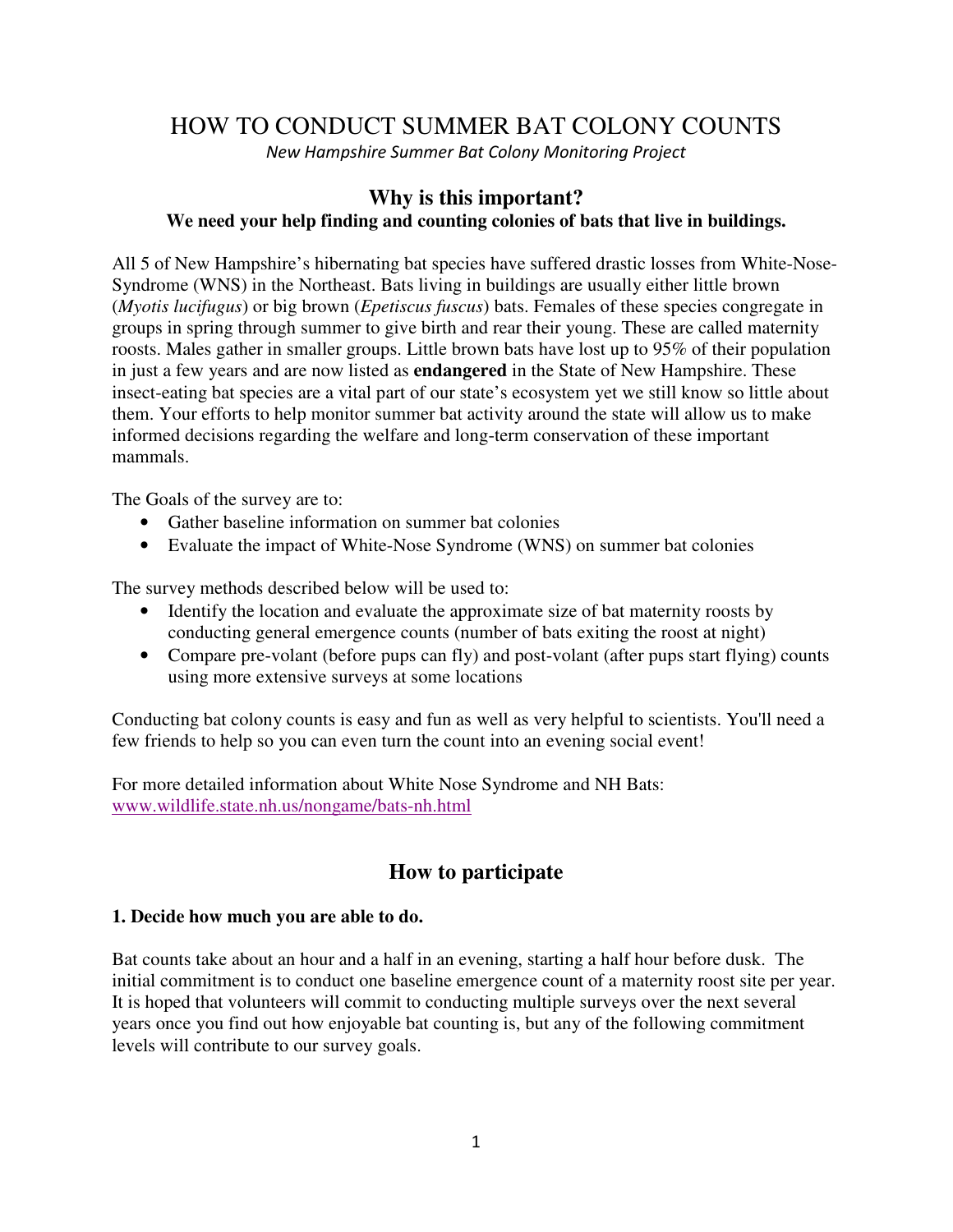# HOW TO CONDUCT SUMMER BAT COLONY COUNTS

*New Hampshire Summer Bat Colony Monitoring Project*

## Why is this important?

**We need your help finding and counting colonies of bats that live in buildings.**

All 5 of New Hampshire's hibernating bat species have suffered drastic losses from White-Nose-Syndrome (WNS) in the Northeast. Bats living in buildings are usually either little brown (*Myotis lucifugus*) or big brown (*Epetiscus fuscus*) bats. Females of these species congregate in groups in spring through summer to give birth and rear their young. These are called maternity roosts. Males gather in smaller groups. Little brown bats have lost up to 95% of their population in just a few years and are now listed as **endangered** in the State of New Hampshire. These insect-eating bat species are a vital part of our state's ecosystem yet we still know so little about them. Your efforts to help monitor summer bat activity around the state will allow us to make informed decisions regarding the welfare and long-term conservation of these important mammals.

The Goals of the survey are to:

- Gather baseline information on summer bat colonies
- Evaluate the impact of White-Nose Syndrome (WNS) on summer bat colonies

The survey methods described below will be used to:

- Identify the location and evaluate the approximate size of bat maternity roosts by conducting general emergence counts (number of bats exiting the roost at night)
- Compare pre-volant (before pups can fly) and post-volant (after pups start flying) counts using more extensive surveys at some locations

Conducting bat colony counts is easy and fun as well as very helpful to scientists. You'll need a few friends to help so you can even turn the count into an evening social event!

For more detailed information about White Nose Syndrome and NH Bats: www.wildlife.state.nh.us/nongame/bats-nh.html

## How to participate

**1. Decide how much you are able to do.**

Bat counts take about an hour and a half in an evening, starting a half hour before dusk. The initial commitment is to conduct one baseline emergence count of a maternity roost site per year. It is hoped that volunteers will commit to conducting multiple surveys over the next several years once you find out how enjoyable bat counting is, but any of the following commitment levels will contribute to our survey goals.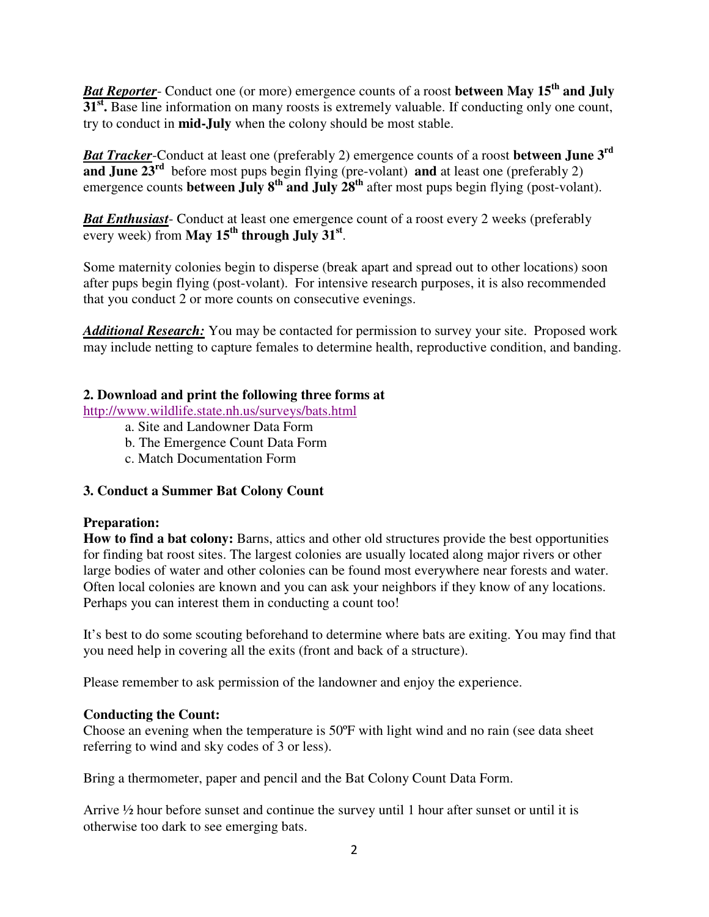***Bat Reporter***- Conduct one (or more) emergence counts of a roost **between May 15th and July 31st.** Base line information on many roosts is extremely valuable. If conducting only one count, try to conduct in **mid-July** when the colony should be most stable.

***Bat Tracker***-Conduct at least one (preferably 2) emergence counts of a roost **between June 3rd and June 23rd** before most pups begin flying (pre-volant) **and** at least one (preferably 2) emergence counts **between July 8th and July 28th** after most pups begin flying (post-volant).

***Bat Enthusiast***- Conduct at least one emergence count of a roost every 2 weeks (preferably every week) from **May 15th through July 31st**.

Some maternity colonies begin to disperse (break apart and spread out to other locations) soon after pups begin flying (post-volant). For intensive research purposes, it is also recommended that you conduct 2 or more counts on consecutive evenings.

***Additional Research:*** You may be contacted for permission to survey your site. Proposed work may include netting to capture females to determine health, reproductive condition, and banding.

**2. Download and print the following three forms at**
http://www.wildlife.state.nh.us/surveys/bats.html

a. Site and Landowner Data Form
b. The Emergence Count Data Form
c. Match Documentation Form

**3. Conduct a Summer Bat Colony Count**

**Preparation:**

**How to find a bat colony:** Barns, attics and other old structures provide the best opportunities for finding bat roost sites. The largest colonies are usually located along major rivers or other large bodies of water and other colonies can be found most everywhere near forests and water. Often local colonies are known and you can ask your neighbors if they know of any locations. Perhaps you can interest them in conducting a count too!

It's best to do some scouting beforehand to determine where bats are exiting. You may find that you need help in covering all the exits (front and back of a structure).

Please remember to ask permission of the landowner and enjoy the experience.

**Conducting the Count:**

Choose an evening when the temperature is 50ºF with light wind and no rain (see data sheet referring to wind and sky codes of 3 or less).

Bring a thermometer, paper and pencil and the Bat Colony Count Data Form.

Arrive ½ hour before sunset and continue the survey until 1 hour after sunset or until it is otherwise too dark to see emerging bats.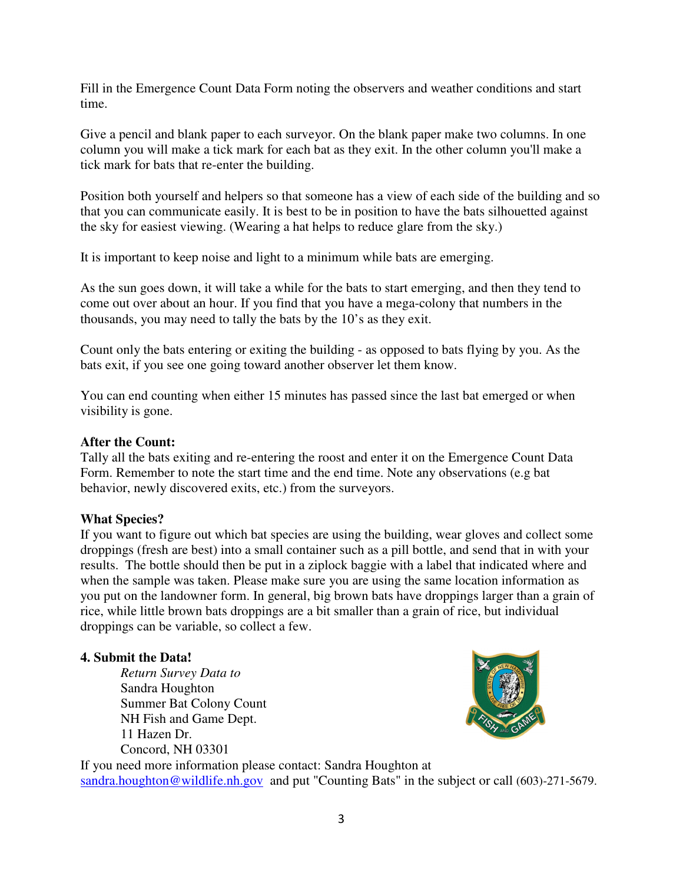Fill in the Emergence Count Data Form noting the observers and weather conditions and start time.

Give a pencil and blank paper to each surveyor. On the blank paper make two columns. In one column you will make a tick mark for each bat as they exit. In the other column you'll make a tick mark for bats that re-enter the building.

Position both yourself and helpers so that someone has a view of each side of the building and so that you can communicate easily. It is best to be in position to have the bats silhouetted against the sky for easiest viewing. (Wearing a hat helps to reduce glare from the sky.)

It is important to keep noise and light to a minimum while bats are emerging.

As the sun goes down, it will take a while for the bats to start emerging, and then they tend to come out over about an hour. If you find that you have a mega-colony that numbers in the thousands, you may need to tally the bats by the 10's as they exit.

Count only the bats entering or exiting the building - as opposed to bats flying by you. As the bats exit, if you see one going toward another observer let them know.

You can end counting when either 15 minutes has passed since the last bat emerged or when visibility is gone.

**After the Count:**
Tally all the bats exiting and re-entering the roost and enter it on the Emergence Count Data Form. Remember to note the start time and the end time. Note any observations (e.g bat behavior, newly discovered exits, etc.) from the surveyors.

**What Species?**
If you want to figure out which bat species are using the building, wear gloves and collect some droppings (fresh are best) into a small container such as a pill bottle, and send that in with your results. The bottle should then be put in a ziplock baggie with a label that indicated where and when the sample was taken. Please make sure you are using the same location information as you put on the landowner form. In general, big brown bats have droppings larger than a grain of rice, while little brown bats droppings are a bit smaller than a grain of rice, but individual droppings can be variable, so collect a few.

**4. Submit the Data!**

*Return Survey Data to*
Sandra Houghton
Summer Bat Colony Count
NH Fish and Game Dept.
11 Hazen Dr.
Concord, NH 03301

If you need more information please contact: Sandra Houghton at sandra.houghton@wildlife.nh.gov and put "Counting Bats" in the subject or call (603)-271-5679.